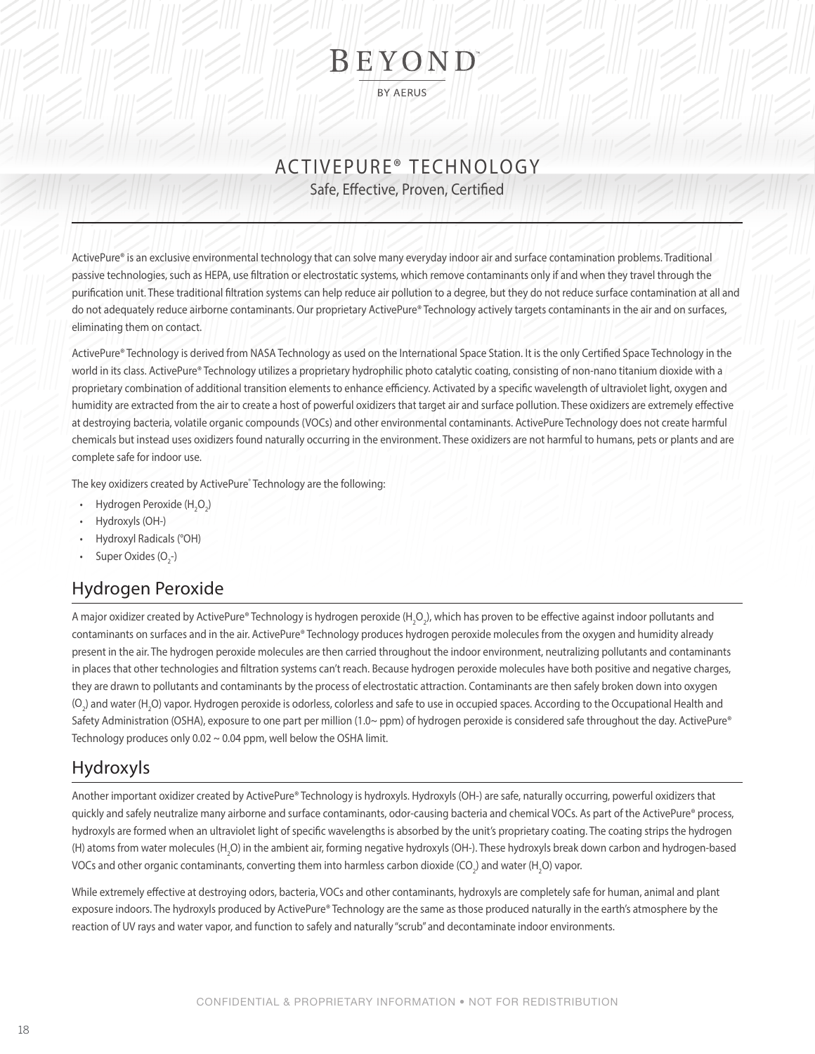# BEYOND™

BY AERUS

## ACTIVEPURE® TECHNOLOGY

Safe, Effective, Proven, Certified

ActivePure® is an exclusive environmental technology that can solve many everyday indoor air and surface contamination problems. Traditional passive technologies, such as HEPA, use filtration or electrostatic systems, which remove contaminants only if and when they travel through the purification unit. These traditional filtration systems can help reduce air pollution to a degree, but they do not reduce surface contamination at all and do not adequately reduce airborne contaminants. Our proprietary ActivePure® Technology actively targets contaminants in the air and on surfaces, eliminating them on contact.

ActivePure® Technology is derived from NASA Technology as used on the International Space Station. It is the only Certified Space Technology in the world in its class. ActivePure® Technology utilizes a proprietary hydrophilic photo catalytic coating, consisting of non-nano titanium dioxide with a proprietary combination of additional transition elements to enhance efficiency. Activated by a specific wavelength of ultraviolet light, oxygen and humidity are extracted from the air to create a host of powerful oxidizers that target air and surface pollution. These oxidizers are extremely effective at destroying bacteria, volatile organic compounds (VOCs) and other environmental contaminants. ActivePure Technology does not create harmful chemicals but instead uses oxidizers found naturally occurring in the environment. These oxidizers are not harmful to humans, pets or plants and are complete safe for indoor use.

The key oxidizers created by ActivePure® Technology are the following:

- Hydrogen Peroxide ($H_2O_2$)
- Hydroxyls (OH-)
- Hydroxyl Radicals (°OH)
- Super Oxides ($O_2$-)

## Hydrogen Peroxide

A major oxidizer created by ActivePure® Technology is hydrogen peroxide ($H_2O_2$), which has proven to be effective against indoor pollutants and contaminants on surfaces and in the air. ActivePure® Technology produces hydrogen peroxide molecules from the oxygen and humidity already present in the air. The hydrogen peroxide molecules are then carried throughout the indoor environment, neutralizing pollutants and contaminants in places that other technologies and filtration systems can't reach. Because hydrogen peroxide molecules have both positive and negative charges, they are drawn to pollutants and contaminants by the process of electrostatic attraction. Contaminants are then safely broken down into oxygen ($O_2$) and water ($H_2O$) vapor. Hydrogen peroxide is odorless, colorless and safe to use in occupied spaces. According to the Occupational Health and Safety Administration (OSHA), exposure to one part per million (1.0~ ppm) of hydrogen peroxide is considered safe throughout the day. ActivePure® Technology produces only 0.02 ~ 0.04 ppm, well below the OSHA limit.

## Hydroxyls

Another important oxidizer created by ActivePure® Technology is hydroxyls. Hydroxyls (OH-) are safe, naturally occurring, powerful oxidizers that quickly and safely neutralize many airborne and surface contaminants, odor-causing bacteria and chemical VOCs. As part of the ActivePure® process, hydroxyls are formed when an ultraviolet light of specific wavelengths is absorbed by the unit's proprietary coating. The coating strips the hydrogen (H) atoms from water molecules ($H_2O$) in the ambient air, forming negative hydroxyls (OH-). These hydroxyls break down carbon and hydrogen-based VOCs and other organic contaminants, converting them into harmless carbon dioxide ($CO_2$) and water ($H_2O$) vapor.

While extremely effective at destroying odors, bacteria, VOCs and other contaminants, hydroxyls are completely safe for human, animal and plant exposure indoors. The hydroxyls produced by ActivePure® Technology are the same as those produced naturally in the earth's atmosphere by the reaction of UV rays and water vapor, and function to safely and naturally "scrub" and decontaminate indoor environments.

CONFIDENTIAL & PROPRIETARY INFORMATION • NOT FOR REDISTRIBUTION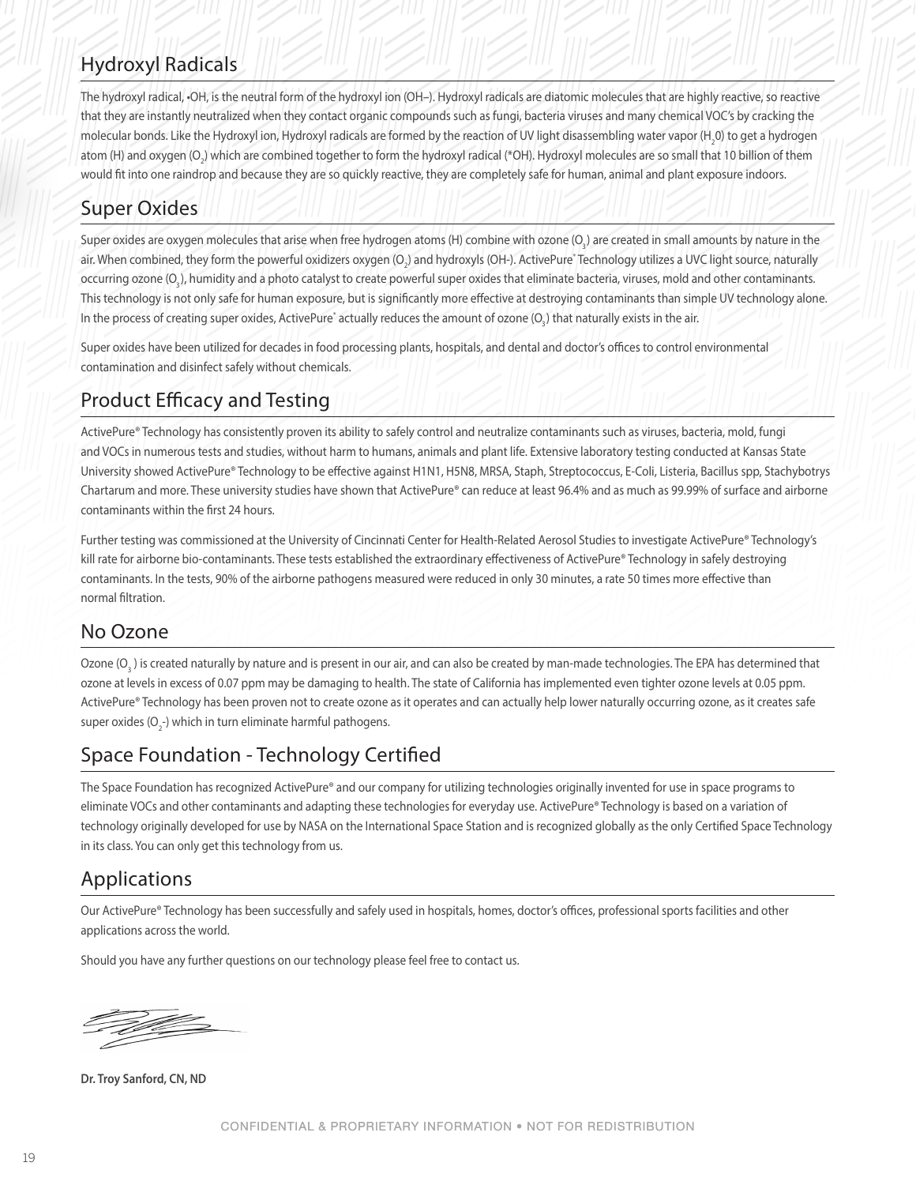## Hydroxyl Radicals

The hydroxyl radical, •OH, is the neutral form of the hydroxyl ion (OH–). Hydroxyl radicals are diatomic molecules that are highly reactive, so reactive that they are instantly neutralized when they contact organic compounds such as fungi, bacteria viruses and many chemical VOC's by cracking the molecular bonds. Like the Hydroxyl ion, Hydroxyl radicals are formed by the reaction of UV light disassembling water vapor ($H_20$) to get a hydrogen atom (H) and oxygen ($O_2$) which are combined together to form the hydroxyl radical (*OH). Hydroxyl molecules are so small that 10 billion of them would fit into one raindrop and because they are so quickly reactive, they are completely safe for human, animal and plant exposure indoors.

## Super Oxides

Super oxides are oxygen molecules that arise when free hydrogen atoms (H) combine with ozone ($O_3$) are created in small amounts by nature in the air. When combined, they form the powerful oxidizers oxygen ($O_2$) and hydroxyls (OH-). ActivePure® Technology utilizes a UVC light source, naturally occurring ozone ($O_3$), humidity and a photo catalyst to create powerful super oxides that eliminate bacteria, viruses, mold and other contaminants. This technology is not only safe for human exposure, but is significantly more effective at destroying contaminants than simple UV technology alone. In the process of creating super oxides, ActivePure® actually reduces the amount of ozone ($O_3$) that naturally exists in the air.

Super oxides have been utilized for decades in food processing plants, hospitals, and dental and doctor's offices to control environmental contamination and disinfect safely without chemicals.

## Product Efficacy and Testing

ActivePure® Technology has consistently proven its ability to safely control and neutralize contaminants such as viruses, bacteria, mold, fungi and VOCs in numerous tests and studies, without harm to humans, animals and plant life. Extensive laboratory testing conducted at Kansas State University showed ActivePure® Technology to be effective against H1N1, H5N8, MRSA, Staph, Streptococcus, E-Coli, Listeria, Bacillus spp, Stachybotrys Chartarum and more. These university studies have shown that ActivePure® can reduce at least 96.4% and as much as 99.99% of surface and airborne contaminants within the first 24 hours.

Further testing was commissioned at the University of Cincinnati Center for Health-Related Aerosol Studies to investigate ActivePure® Technology's kill rate for airborne bio-contaminants. These tests established the extraordinary effectiveness of ActivePure® Technology in safely destroying contaminants. In the tests, 90% of the airborne pathogens measured were reduced in only 30 minutes, a rate 50 times more effective than normal filtration.

## No Ozone

Ozone ($O_3$ ) is created naturally by nature and is present in our air, and can also be created by man-made technologies. The EPA has determined that ozone at levels in excess of 0.07 ppm may be damaging to health. The state of California has implemented even tighter ozone levels at 0.05 ppm. ActivePure® Technology has been proven not to create ozone as it operates and can actually help lower naturally occurring ozone, as it creates safe super oxides ($O_2$-) which in turn eliminate harmful pathogens.

## Space Foundation - Technology Certified

The Space Foundation has recognized ActivePure® and our company for utilizing technologies originally invented for use in space programs to eliminate VOCs and other contaminants and adapting these technologies for everyday use. ActivePure® Technology is based on a variation of technology originally developed for use by NASA on the International Space Station and is recognized globally as the only Certified Space Technology in its class. You can only get this technology from us.

## Applications

Our ActivePure® Technology has been successfully and safely used in hospitals, homes, doctor's offices, professional sports facilities and other applications across the world.

Should you have any further questions on our technology please feel free to contact us.

**Dr. Troy Sanford, CN, ND**

CONFIDENTIAL & PROPRIETARY INFORMATION • NOT FOR REDISTRIBUTION